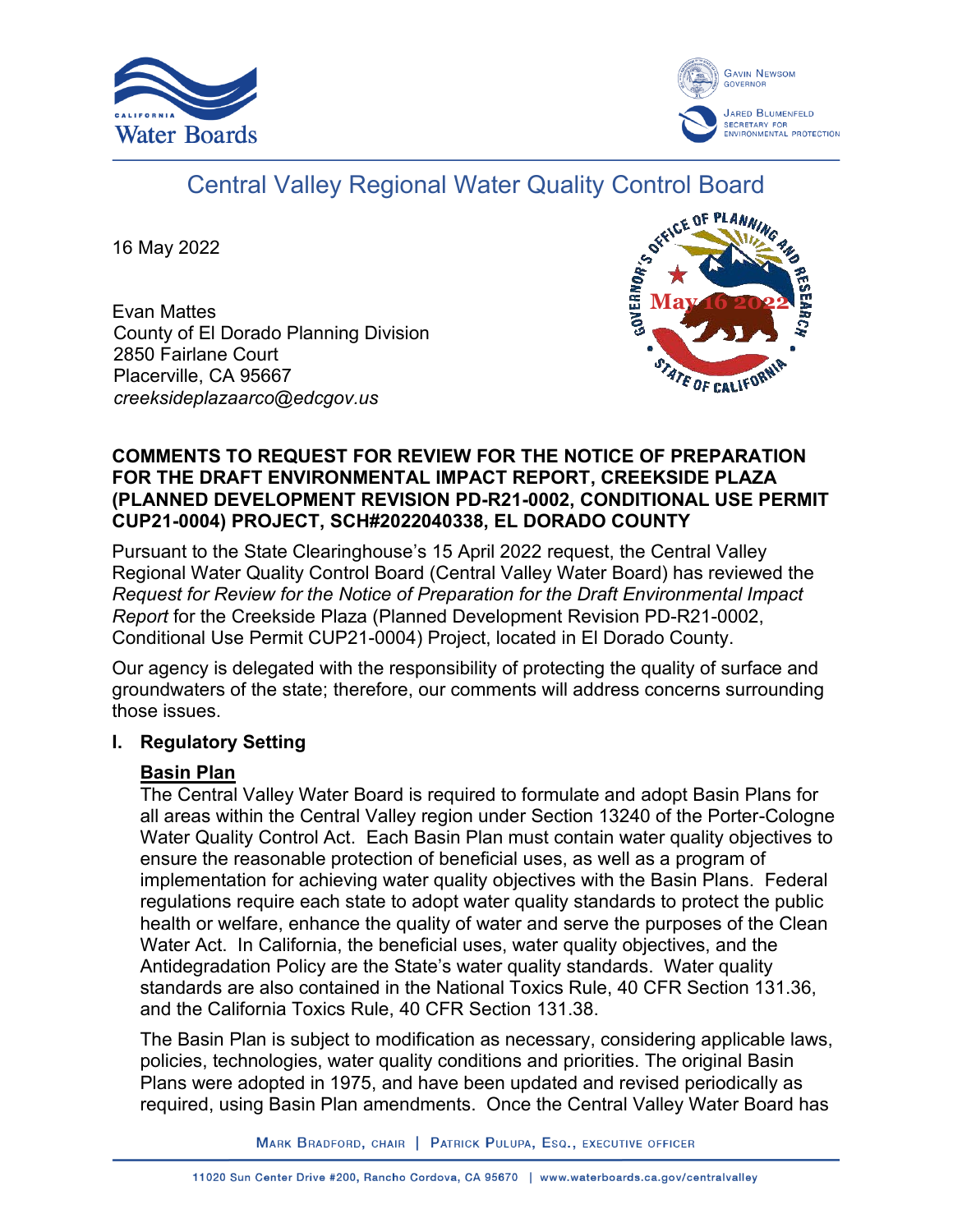# Central Valley Regional Water Quality Control Board

16 May 2022

Evan Mattes
County of El Dorado Planning Division
2850 Fairlane Court
Placerville, CA 95667
*creeksideplazaarco@edcgov.us*

**COMMENTS TO REQUEST FOR REVIEW FOR THE NOTICE OF PREPARATION FOR THE DRAFT ENVIRONMENTAL IMPACT REPORT, CREEKSIDE PLAZA (PLANNED DEVELOPMENT REVISION PD-R21-0002, CONDITIONAL USE PERMIT CUP21-0004) PROJECT, SCH#2022040338, EL DORADO COUNTY**

Pursuant to the State Clearinghouse's 15 April 2022 request, the Central Valley Regional Water Quality Control Board (Central Valley Water Board) has reviewed the *Request for Review for the Notice of Preparation for the Draft Environmental Impact Report* for the Creekside Plaza (Planned Development Revision PD-R21-0002, Conditional Use Permit CUP21-0004) Project, located in El Dorado County.

Our agency is delegated with the responsibility of protecting the quality of surface and groundwaters of the state; therefore, our comments will address concerns surrounding those issues.

## I. Regulatory Setting

### Basin Plan

The Central Valley Water Board is required to formulate and adopt Basin Plans for all areas within the Central Valley region under Section 13240 of the Porter-Cologne Water Quality Control Act. Each Basin Plan must contain water quality objectives to ensure the reasonable protection of beneficial uses, as well as a program of implementation for achieving water quality objectives with the Basin Plans. Federal regulations require each state to adopt water quality standards to protect the public health or welfare, enhance the quality of water and serve the purposes of the Clean Water Act. In California, the beneficial uses, water quality objectives, and the Antidegradation Policy are the State's water quality standards. Water quality standards are also contained in the National Toxics Rule, 40 CFR Section 131.36, and the California Toxics Rule, 40 CFR Section 131.38.

The Basin Plan is subject to modification as necessary, considering applicable laws, policies, technologies, water quality conditions and priorities. The original Basin Plans were adopted in 1975, and have been updated and revised periodically as required, using Basin Plan amendments. Once the Central Valley Water Board has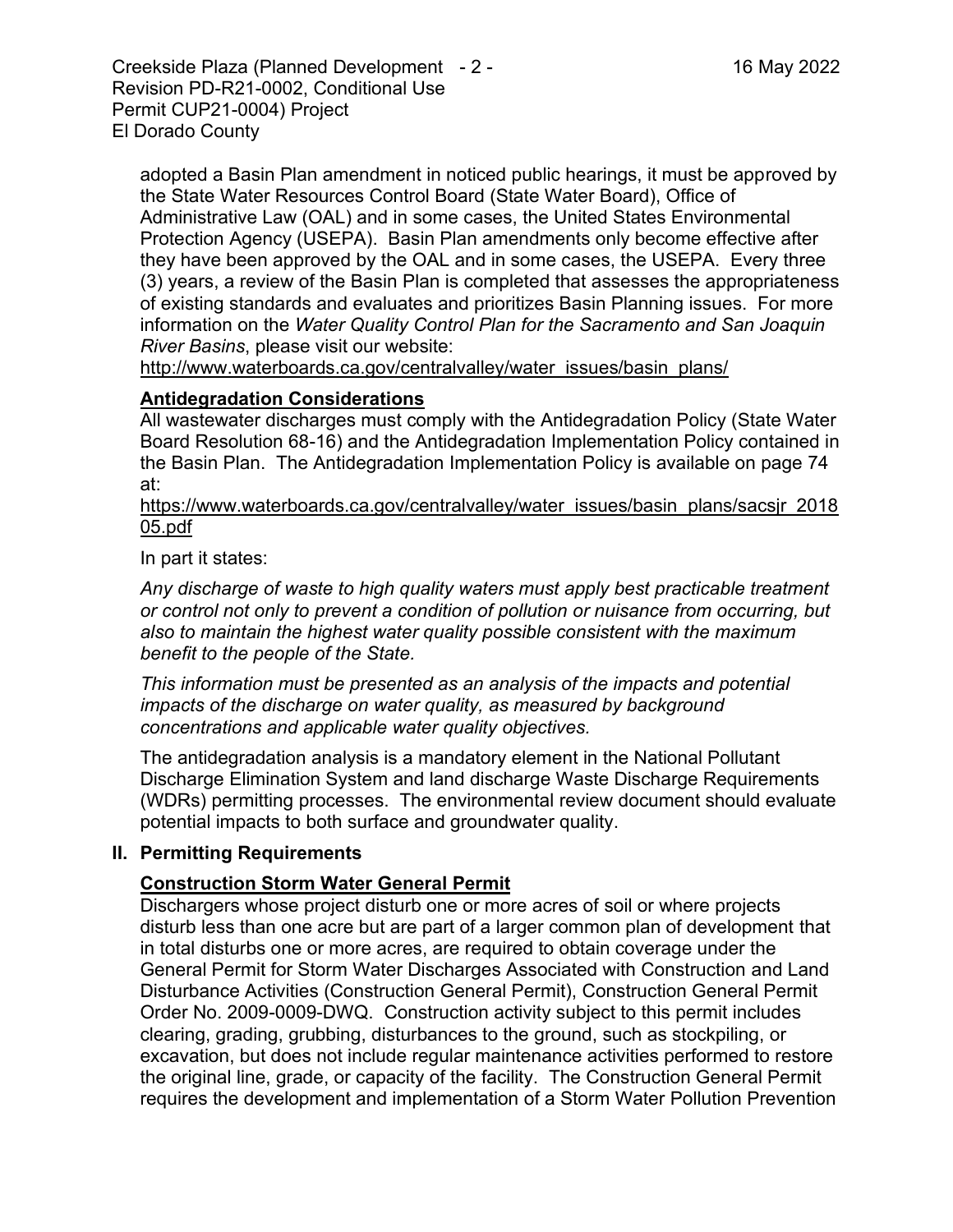adopted a Basin Plan amendment in noticed public hearings, it must be approved by the State Water Resources Control Board (State Water Board), Office of Administrative Law (OAL) and in some cases, the United States Environmental Protection Agency (USEPA). Basin Plan amendments only become effective after they have been approved by the OAL and in some cases, the USEPA. Every three (3) years, a review of the Basin Plan is completed that assesses the appropriateness of existing standards and evaluates and prioritizes Basin Planning issues. For more information on the *Water Quality Control Plan for the Sacramento and San Joaquin River Basins*, please visit our website:
http://www.waterboards.ca.gov/centralvalley/water_issues/basin_plans/

**Antidegradation Considerations**

All wastewater discharges must comply with the Antidegradation Policy (State Water Board Resolution 68-16) and the Antidegradation Implementation Policy contained in the Basin Plan. The Antidegradation Implementation Policy is available on page 74 at:
https://www.waterboards.ca.gov/centralvalley/water_issues/basin_plans/sacsjr_201805.pdf

In part it states:

*Any discharge of waste to high quality waters must apply best practicable treatment or control not only to prevent a condition of pollution or nuisance from occurring, but also to maintain the highest water quality possible consistent with the maximum benefit to the people of the State.*

*This information must be presented as an analysis of the impacts and potential impacts of the discharge on water quality, as measured by background concentrations and applicable water quality objectives.*

The antidegradation analysis is a mandatory element in the National Pollutant Discharge Elimination System and land discharge Waste Discharge Requirements (WDRs) permitting processes. The environmental review document should evaluate potential impacts to both surface and groundwater quality.

## II. Permitting Requirements

**Construction Storm Water General Permit**

Dischargers whose project disturb one or more acres of soil or where projects disturb less than one acre but are part of a larger common plan of development that in total disturbs one or more acres, are required to obtain coverage under the General Permit for Storm Water Discharges Associated with Construction and Land Disturbance Activities (Construction General Permit), Construction General Permit Order No. 2009-0009-DWQ. Construction activity subject to this permit includes clearing, grading, grubbing, disturbances to the ground, such as stockpiling, or excavation, but does not include regular maintenance activities performed to restore the original line, grade, or capacity of the facility. The Construction General Permit requires the development and implementation of a Storm Water Pollution Prevention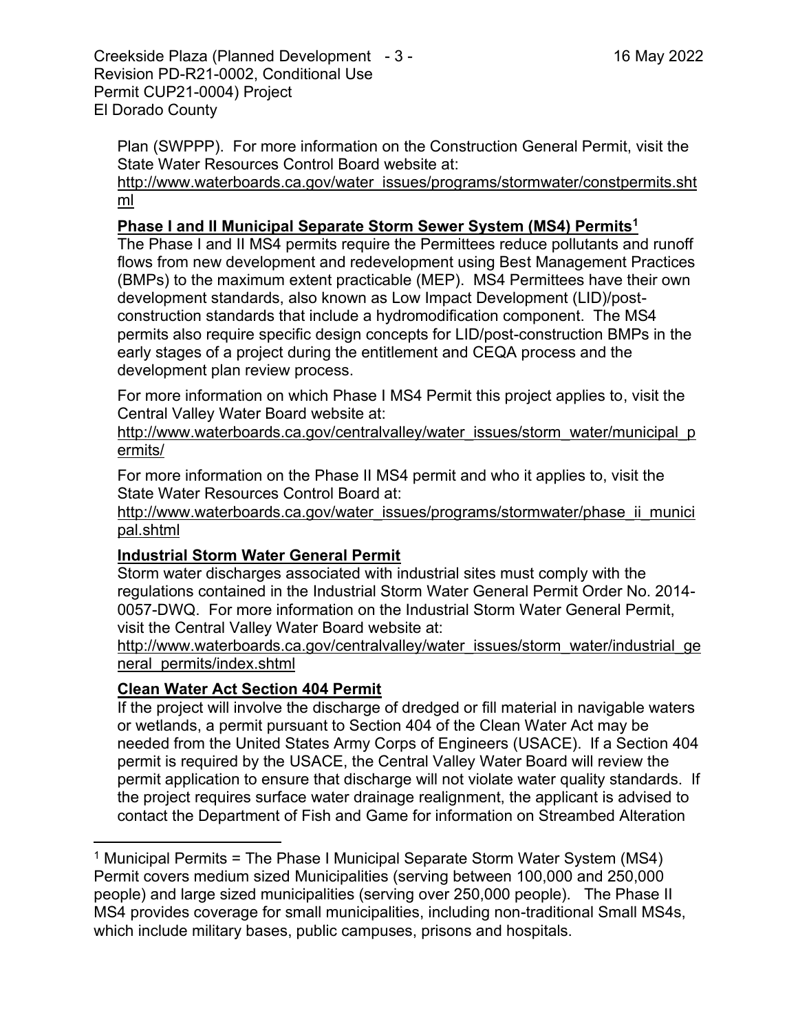Plan (SWPPP). For more information on the Construction General Permit, visit the State Water Resources Control Board website at:
http://www.waterboards.ca.gov/water_issues/programs/stormwater/constpermits.shtml

**Phase I and II Municipal Separate Storm Sewer System (MS4) Permits**[1]

The Phase I and II MS4 permits require the Permittees reduce pollutants and runoff flows from new development and redevelopment using Best Management Practices (BMPs) to the maximum extent practicable (MEP). MS4 Permittees have their own development standards, also known as Low Impact Development (LID)/post-construction standards that include a hydromodification component. The MS4 permits also require specific design concepts for LID/post-construction BMPs in the early stages of a project during the entitlement and CEQA process and the development plan review process.

For more information on which Phase I MS4 Permit this project applies to, visit the Central Valley Water Board website at:
http://www.waterboards.ca.gov/centralvalley/water_issues/storm_water/municipal_permits/

For more information on the Phase II MS4 permit and who it applies to, visit the State Water Resources Control Board at:
http://www.waterboards.ca.gov/water_issues/programs/stormwater/phase_ii_municipal.shtml

**Industrial Storm Water General Permit**

Storm water discharges associated with industrial sites must comply with the regulations contained in the Industrial Storm Water General Permit Order No. 2014-0057-DWQ. For more information on the Industrial Storm Water General Permit, visit the Central Valley Water Board website at:
http://www.waterboards.ca.gov/centralvalley/water_issues/storm_water/industrial_general_permits/index.shtml

**Clean Water Act Section 404 Permit**

If the project will involve the discharge of dredged or fill material in navigable waters or wetlands, a permit pursuant to Section 404 of the Clean Water Act may be needed from the United States Army Corps of Engineers (USACE). If a Section 404 permit is required by the USACE, the Central Valley Water Board will review the permit application to ensure that discharge will not violate water quality standards. If the project requires surface water drainage realignment, the applicant is advised to contact the Department of Fish and Game for information on Streambed Alteration

---

[1] Municipal Permits = The Phase I Municipal Separate Storm Water System (MS4) Permit covers medium sized Municipalities (serving between 100,000 and 250,000 people) and large sized municipalities (serving over 250,000 people). The Phase II MS4 provides coverage for small municipalities, including non-traditional Small MS4s, which include military bases, public campuses, prisons and hospitals.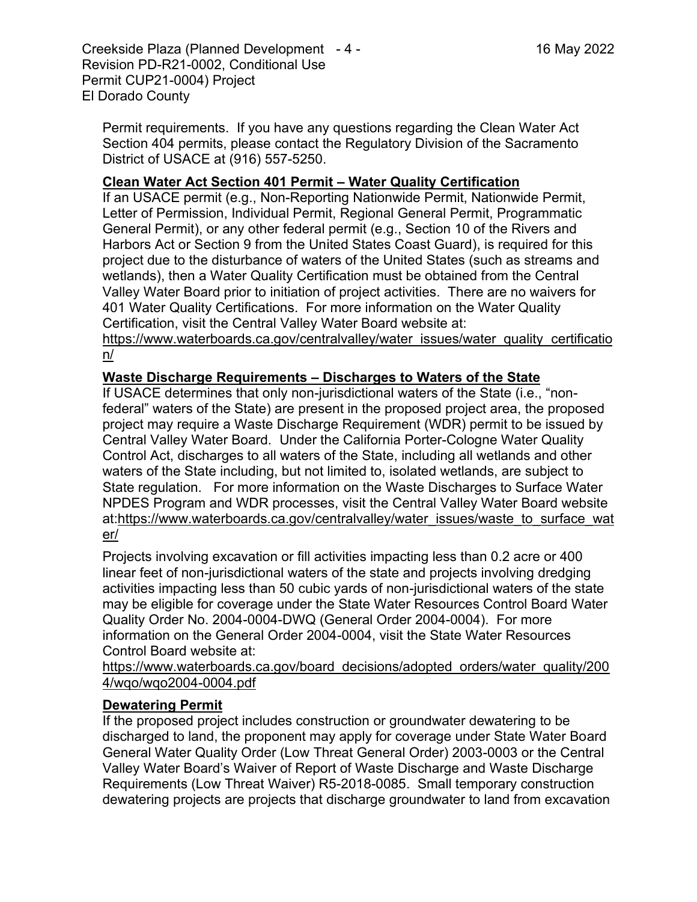Permit requirements. If you have any questions regarding the Clean Water Act Section 404 permits, please contact the Regulatory Division of the Sacramento District of USACE at (916) 557-5250.

**Clean Water Act Section 401 Permit – Water Quality Certification**

If an USACE permit (e.g., Non-Reporting Nationwide Permit, Nationwide Permit, Letter of Permission, Individual Permit, Regional General Permit, Programmatic General Permit), or any other federal permit (e.g., Section 10 of the Rivers and Harbors Act or Section 9 from the United States Coast Guard), is required for this project due to the disturbance of waters of the United States (such as streams and wetlands), then a Water Quality Certification must be obtained from the Central Valley Water Board prior to initiation of project activities. There are no waivers for 401 Water Quality Certifications. For more information on the Water Quality Certification, visit the Central Valley Water Board website at: https://www.waterboards.ca.gov/centralvalley/water_issues/water_quality_certification/

**Waste Discharge Requirements – Discharges to Waters of the State**

If USACE determines that only non-jurisdictional waters of the State (i.e., "non-federal" waters of the State) are present in the proposed project area, the proposed project may require a Waste Discharge Requirement (WDR) permit to be issued by Central Valley Water Board. Under the California Porter-Cologne Water Quality Control Act, discharges to all waters of the State, including all wetlands and other waters of the State including, but not limited to, isolated wetlands, are subject to State regulation. For more information on the Waste Discharges to Surface Water NPDES Program and WDR processes, visit the Central Valley Water Board website at:https://www.waterboards.ca.gov/centralvalley/water_issues/waste_to_surface_water/

Projects involving excavation or fill activities impacting less than 0.2 acre or 400 linear feet of non-jurisdictional waters of the state and projects involving dredging activities impacting less than 50 cubic yards of non-jurisdictional waters of the state may be eligible for coverage under the State Water Resources Control Board Water Quality Order No. 2004-0004-DWQ (General Order 2004-0004). For more information on the General Order 2004-0004, visit the State Water Resources Control Board website at:

https://www.waterboards.ca.gov/board_decisions/adopted_orders/water_quality/2004/wqo/wqo2004-0004.pdf

**Dewatering Permit**

If the proposed project includes construction or groundwater dewatering to be discharged to land, the proponent may apply for coverage under State Water Board General Water Quality Order (Low Threat General Order) 2003-0003 or the Central Valley Water Board's Waiver of Report of Waste Discharge and Waste Discharge Requirements (Low Threat Waiver) R5-2018-0085. Small temporary construction dewatering projects are projects that discharge groundwater to land from excavation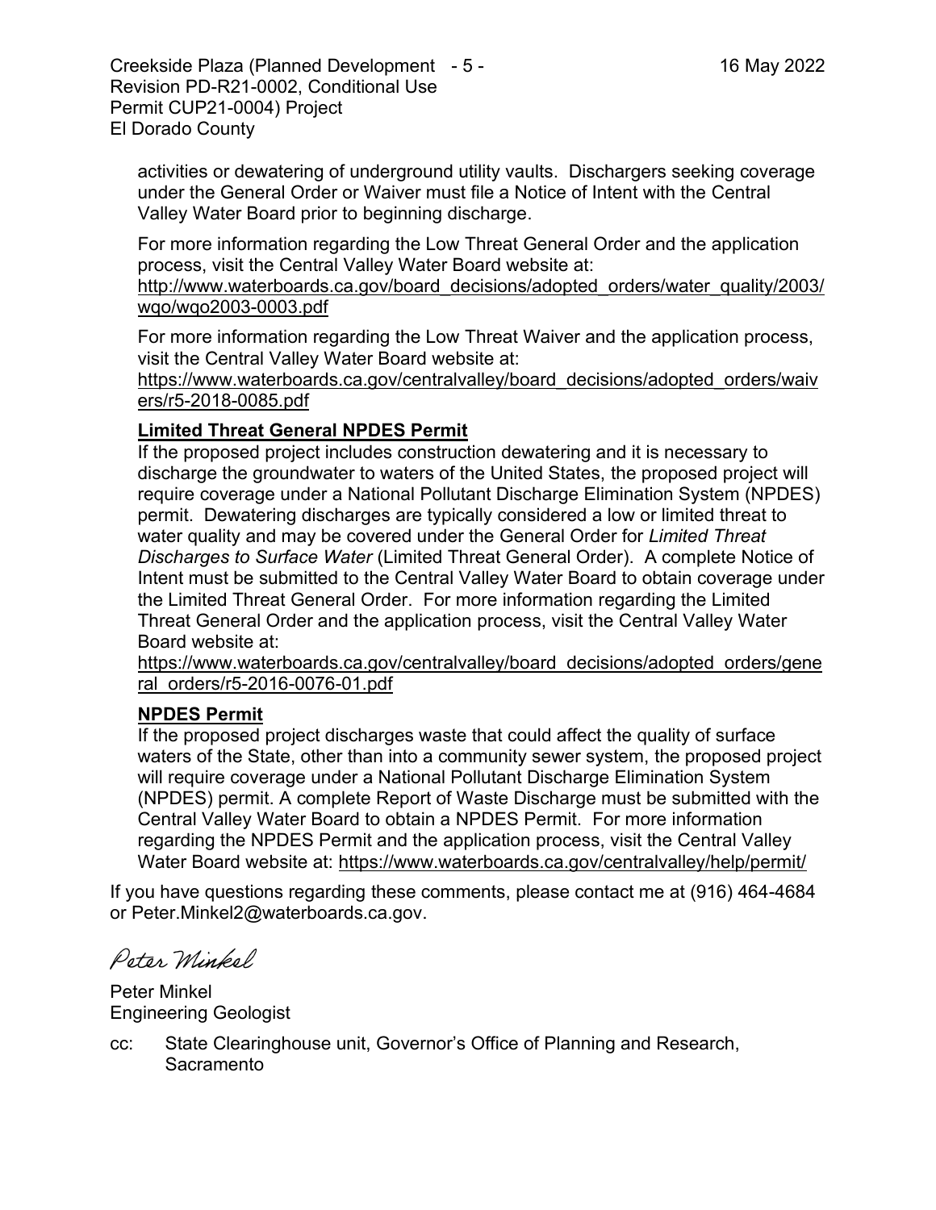activities or dewatering of underground utility vaults. Dischargers seeking coverage under the General Order or Waiver must file a Notice of Intent with the Central Valley Water Board prior to beginning discharge.

For more information regarding the Low Threat General Order and the application process, visit the Central Valley Water Board website at: http://www.waterboards.ca.gov/board_decisions/adopted_orders/water_quality/2003/wqo/wqo2003-0003.pdf

For more information regarding the Low Threat Waiver and the application process, visit the Central Valley Water Board website at: https://www.waterboards.ca.gov/centralvalley/board_decisions/adopted_orders/waivers/r5-2018-0085.pdf

**Limited Threat General NPDES Permit**

If the proposed project includes construction dewatering and it is necessary to discharge the groundwater to waters of the United States, the proposed project will require coverage under a National Pollutant Discharge Elimination System (NPDES) permit. Dewatering discharges are typically considered a low or limited threat to water quality and may be covered under the General Order for *Limited Threat Discharges to Surface Water* (Limited Threat General Order). A complete Notice of Intent must be submitted to the Central Valley Water Board to obtain coverage under the Limited Threat General Order. For more information regarding the Limited Threat General Order and the application process, visit the Central Valley Water Board website at: https://www.waterboards.ca.gov/centralvalley/board_decisions/adopted_orders/general_orders/r5-2016-0076-01.pdf

**NPDES Permit**

If the proposed project discharges waste that could affect the quality of surface waters of the State, other than into a community sewer system, the proposed project will require coverage under a National Pollutant Discharge Elimination System (NPDES) permit. A complete Report of Waste Discharge must be submitted with the Central Valley Water Board to obtain a NPDES Permit. For more information regarding the NPDES Permit and the application process, visit the Central Valley Water Board website at: https://www.waterboards.ca.gov/centralvalley/help/permit/

If you have questions regarding these comments, please contact me at (916) 464-4684 or Peter.Minkel2@waterboards.ca.gov.

*Peter Minkel*

Peter Minkel
Engineering Geologist

cc: State Clearinghouse unit, Governor's Office of Planning and Research, Sacramento